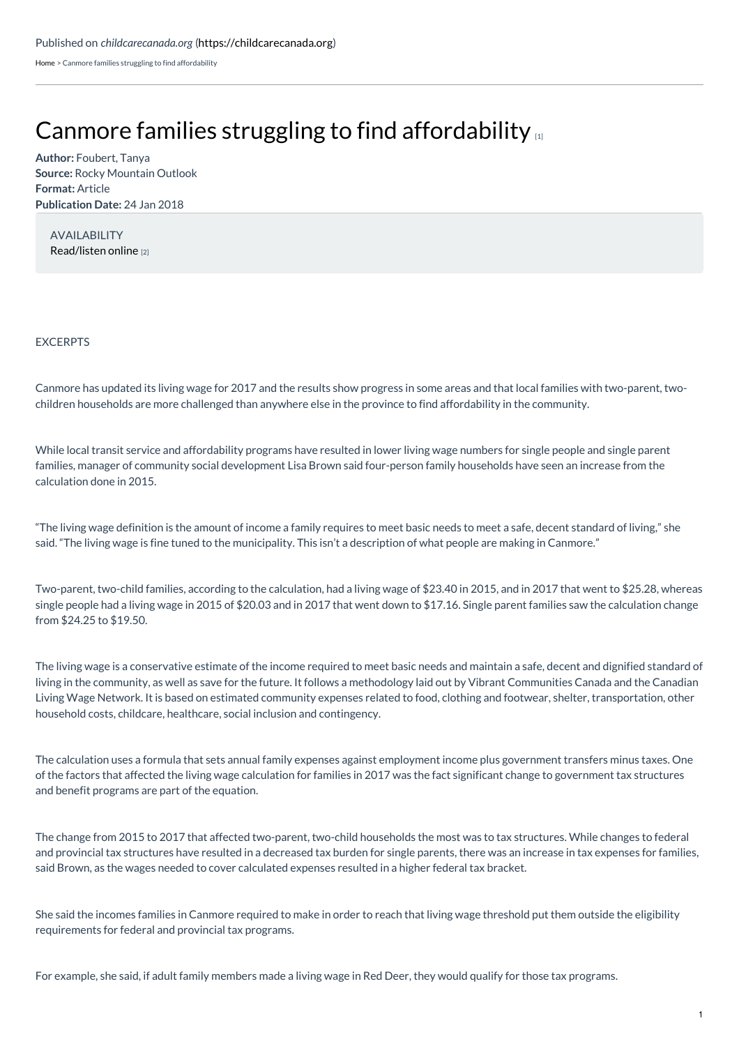Published on *childcarecanada.org* (https://childcarecanada.org)

Home > Canmore families struggling to find affordability

# Canmore families struggling to find affordability [1]

**Author:** Foubert, Tanya
**Source:** Rocky Mountain Outlook
**Format:** Article
**Publication Date:** 24 Jan 2018

AVAILABILITY
Read/listen online [2]

EXCERPTS

Canmore has updated its living wage for 2017 and the results show progress in some areas and that local families with two-parent, two-children households are more challenged than anywhere else in the province to find affordability in the community.

While local transit service and affordability programs have resulted in lower living wage numbers for single people and single parent families, manager of community social development Lisa Brown said four-person family households have seen an increase from the calculation done in 2015.

"The living wage definition is the amount of income a family requires to meet basic needs to meet a safe, decent standard of living," she said. "The living wage is fine tuned to the municipality. This isn't a description of what people are making in Canmore."

Two-parent, two-child families, according to the calculation, had a living wage of $23.40 in 2015, and in 2017 that went to $25.28, whereas single people had a living wage in 2015 of $20.03 and in 2017 that went down to $17.16. Single parent families saw the calculation change from $24.25 to $19.50.

The living wage is a conservative estimate of the income required to meet basic needs and maintain a safe, decent and dignified standard of living in the community, as well as save for the future. It follows a methodology laid out by Vibrant Communities Canada and the Canadian Living Wage Network. It is based on estimated community expenses related to food, clothing and footwear, shelter, transportation, other household costs, childcare, healthcare, social inclusion and contingency.

The calculation uses a formula that sets annual family expenses against employment income plus government transfers minus taxes. One of the factors that affected the living wage calculation for families in 2017 was the fact significant change to government tax structures and benefit programs are part of the equation.

The change from 2015 to 2017 that affected two-parent, two-child households the most was to tax structures. While changes to federal and provincial tax structures have resulted in a decreased tax burden for single parents, there was an increase in tax expenses for families, said Brown, as the wages needed to cover calculated expenses resulted in a higher federal tax bracket.

She said the incomes families in Canmore required to make in order to reach that living wage threshold put them outside the eligibility requirements for federal and provincial tax programs.

For example, she said, if adult family members made a living wage in Red Deer, they would qualify for those tax programs.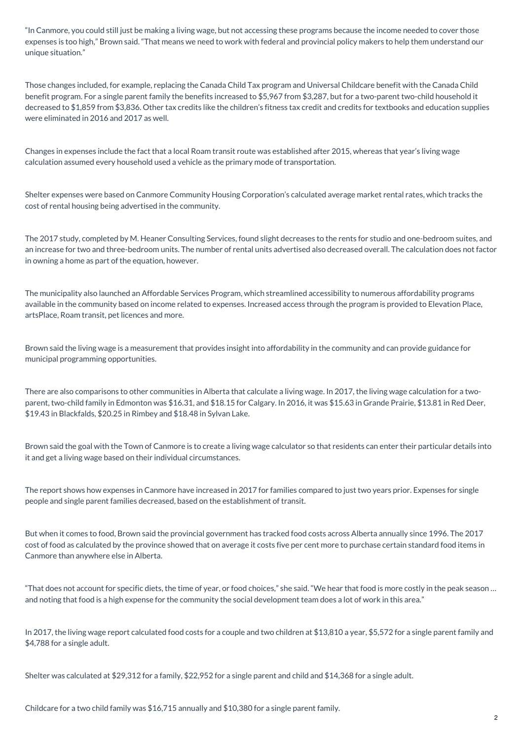"In Canmore, you could still just be making a living wage, but not accessing these programs because the income needed to cover those expenses is too high," Brown said. "That means we need to work with federal and provincial policy makers to help them understand our unique situation."

Those changes included, for example, replacing the Canada Child Tax program and Universal Childcare benefit with the Canada Child benefit program. For a single parent family the benefits increased to $5,967 from $3,287, but for a two-parent two-child household it decreased to $1,859 from $3,836. Other tax credits like the children's fitness tax credit and credits for textbooks and education supplies were eliminated in 2016 and 2017 as well.

Changes in expenses include the fact that a local Roam transit route was established after 2015, whereas that year's living wage calculation assumed every household used a vehicle as the primary mode of transportation.

Shelter expenses were based on Canmore Community Housing Corporation's calculated average market rental rates, which tracks the cost of rental housing being advertised in the community.

The 2017 study, completed by M. Heaner Consulting Services, found slight decreases to the rents for studio and one-bedroom suites, and an increase for two and three-bedroom units. The number of rental units advertised also decreased overall. The calculation does not factor in owning a home as part of the equation, however.

The municipality also launched an Affordable Services Program, which streamlined accessibility to numerous affordability programs available in the community based on income related to expenses. Increased access through the program is provided to Elevation Place, artsPlace, Roam transit, pet licences and more.

Brown said the living wage is a measurement that provides insight into affordability in the community and can provide guidance for municipal programming opportunities.

There are also comparisons to other communities in Alberta that calculate a living wage. In 2017, the living wage calculation for a two-parent, two-child family in Edmonton was $16.31, and $18.15 for Calgary. In 2016, it was $15.63 in Grande Prairie, $13.81 in Red Deer, $19.43 in Blackfalds, $20.25 in Rimbey and $18.48 in Sylvan Lake.

Brown said the goal with the Town of Canmore is to create a living wage calculator so that residents can enter their particular details into it and get a living wage based on their individual circumstances.

The report shows how expenses in Canmore have increased in 2017 for families compared to just two years prior. Expenses for single people and single parent families decreased, based on the establishment of transit.

But when it comes to food, Brown said the provincial government has tracked food costs across Alberta annually since 1996. The 2017 cost of food as calculated by the province showed that on average it costs five per cent more to purchase certain standard food items in Canmore than anywhere else in Alberta.

"That does not account for specific diets, the time of year, or food choices," she said. "We hear that food is more costly in the peak season … and noting that food is a high expense for the community the social development team does a lot of work in this area."

In 2017, the living wage report calculated food costs for a couple and two children at $13,810 a year, $5,572 for a single parent family and $4,788 for a single adult.

Shelter was calculated at $29,312 for a family, $22,952 for a single parent and child and $14,368 for a single adult.

Childcare for a two child family was $16,715 annually and $10,380 for a single parent family.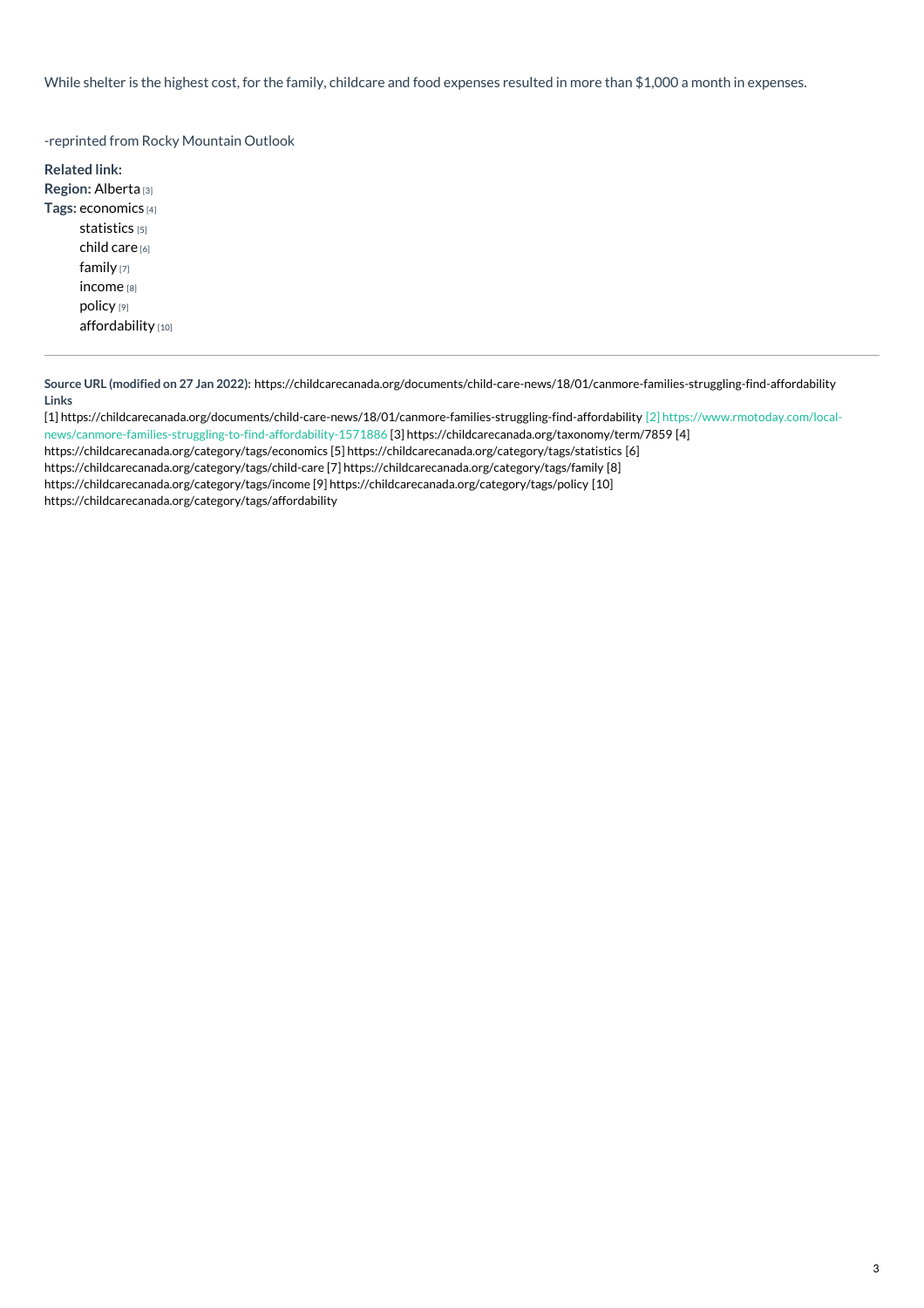While shelter is the highest cost, for the family, childcare and food expenses resulted in more than $1,000 a month in expenses.

-reprinted from Rocky Mountain Outlook

**Related link:**
**Region:** Alberta [3]
**Tags:** economics [4]
statistics [5]
child care [6]
family [7]
income [8]
policy [9]
affordability [10]

---

**Source URL (modified on 27 Jan 2022):** https://childcarecanada.org/documents/child-care-news/18/01/canmore-families-struggling-find-affordability

**Links**

[1] https://childcarecanada.org/documents/child-care-news/18/01/canmore-families-struggling-find-affordability [2] https://www.rmotoday.com/local-news/canmore-families-struggling-to-find-affordability-1571886 [3] https://childcarecanada.org/taxonomy/term/7859 [4] https://childcarecanada.org/category/tags/economics [5] https://childcarecanada.org/category/tags/statistics [6] https://childcarecanada.org/category/tags/child-care [7] https://childcarecanada.org/category/tags/family [8] https://childcarecanada.org/category/tags/income [9] https://childcarecanada.org/category/tags/policy [10] https://childcarecanada.org/category/tags/affordability